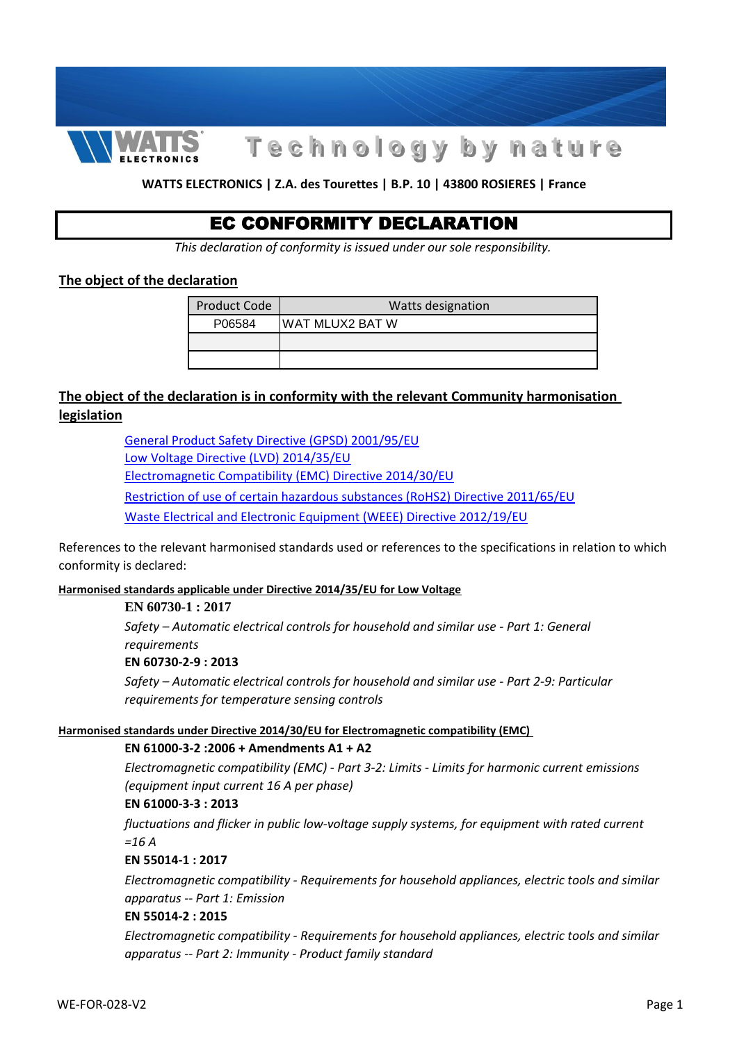WATTS ELECTRONICS

Technology by nature

**WATTS ELECTRONICS | Z.A. des Tourettes | B.P. 10 | 43800 ROSIERES | France**

# EC CONFORMITY DECLARATION

*This declaration of conformity is issued under our sole responsibility.*

## The object of the declaration

| Product Code | Watts designation |
|---|---|
| P06584 | WAT MLUX2 BAT W |
| | |
| | |

## The object of the declaration is in conformity with the relevant Community harmonisation legislation

- General Product Safety Directive (GPSD) 2001/95/EU
- Low Voltage Directive (LVD) 2014/35/EU
- Electromagnetic Compatibility (EMC) Directive 2014/30/EU
- Restriction of use of certain hazardous substances (RoHS2) Directive 2011/65/EU
- Waste Electrical and Electronic Equipment (WEEE) Directive 2012/19/EU

References to the relevant harmonised standards used or references to the specifications in relation to which conformity is declared:

### Harmonised standards applicable under Directive 2014/35/EU for Low Voltage

**EN 60730-1 : 2017**

*Safety – Automatic electrical controls for household and similar use - Part 1: General requirements*

**EN 60730-2-9 : 2013**

*Safety – Automatic electrical controls for household and similar use - Part 2-9: Particular requirements for temperature sensing controls*

### Harmonised standards under Directive 2014/30/EU for Electromagnetic compatibility (EMC)

**EN 61000-3-2 :2006 + Amendments A1 + A2**

*Electromagnetic compatibility (EMC) - Part 3-2: Limits - Limits for harmonic current emissions (equipment input current 16 A per phase)*

**EN 61000-3-3 : 2013**

*fluctuations and flicker in public low-voltage supply systems, for equipment with rated current =16 A*

**EN 55014-1 : 2017**

*Electromagnetic compatibility - Requirements for household appliances, electric tools and similar apparatus -- Part 1: Emission*

**EN 55014-2 : 2015**

*Electromagnetic compatibility - Requirements for household appliances, electric tools and similar apparatus -- Part 2: Immunity - Product family standard*

WE-FOR-028-V2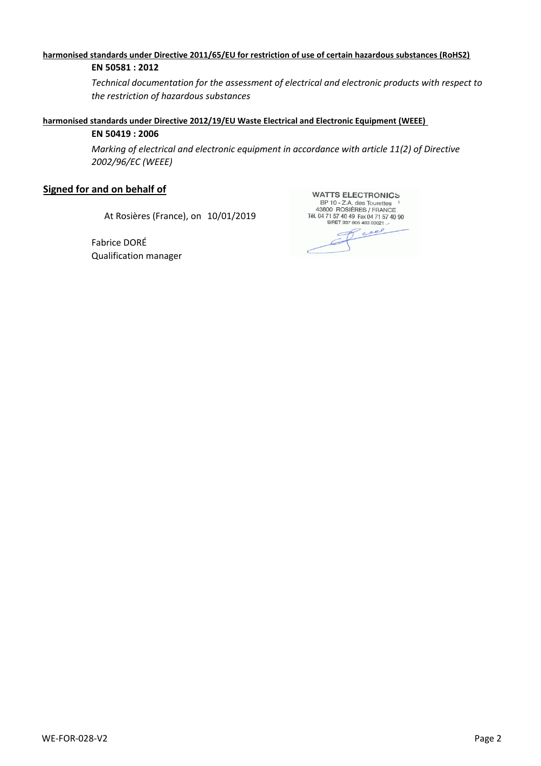**harmonised standards under Directive 2011/65/EU for restriction of use of certain hazardous substances (RoHS2)**

**EN 50581 : 2012**

*Technical documentation for the assessment of electrical and electronic products with respect to the restriction of hazardous substances*

**harmonised standards under Directive 2012/19/EU Waste Electrical and Electronic Equipment (WEEE)**

**EN 50419 : 2006**

*Marking of electrical and electronic equipment in accordance with article 11(2) of Directive 2002/96/EC (WEEE)*

**Signed for and on behalf of**

At Rosières (France), on 10/01/2019

WATTS ELECTRONICS
BP 10 - Z.A. des Tourettes
43800 ROSIÈRES / FRANCE
Tél. 04 71 57 40 49 Fax 04 71 57 40 90
SIRET 337 605 463 00021

Fabrice DORÉ
Qualification manager

WE-FOR-028-V2